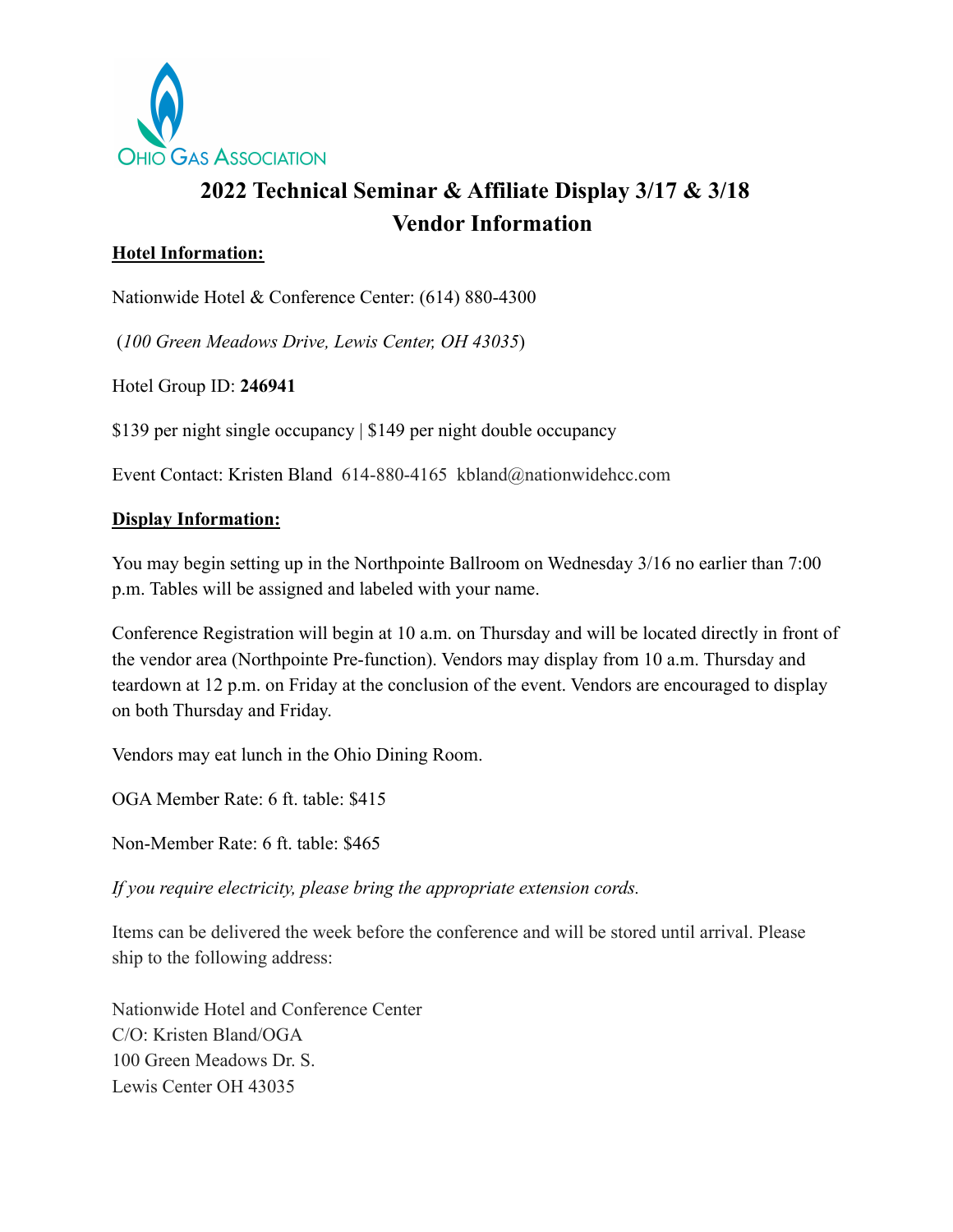Ohio Gas Association

# 2022 Technical Seminar & Affiliate Display 3/17 & 3/18
# Vendor Information

**Hotel Information:**

Nationwide Hotel & Conference Center: (614) 880-4300

(*100 Green Meadows Drive, Lewis Center, OH 43035*)

Hotel Group ID: **246941**

$139 per night single occupancy | $149 per night double occupancy

Event Contact: Kristen Bland 614-880-4165 kbland@nationwidehcc.com

**Display Information:**

You may begin setting up in the Northpointe Ballroom on Wednesday 3/16 no earlier than 7:00 p.m. Tables will be assigned and labeled with your name.

Conference Registration will begin at 10 a.m. on Thursday and will be located directly in front of the vendor area (Northpointe Pre-function). Vendors may display from 10 a.m. Thursday and teardown at 12 p.m. on Friday at the conclusion of the event. Vendors are encouraged to display on both Thursday and Friday.

Vendors may eat lunch in the Ohio Dining Room.

OGA Member Rate: 6 ft. table: $415

Non-Member Rate: 6 ft. table: $465

*If you require electricity, please bring the appropriate extension cords.*

Items can be delivered the week before the conference and will be stored until arrival. Please ship to the following address:

Nationwide Hotel and Conference Center
C/O: Kristen Bland/OGA
100 Green Meadows Dr. S.
Lewis Center OH 43035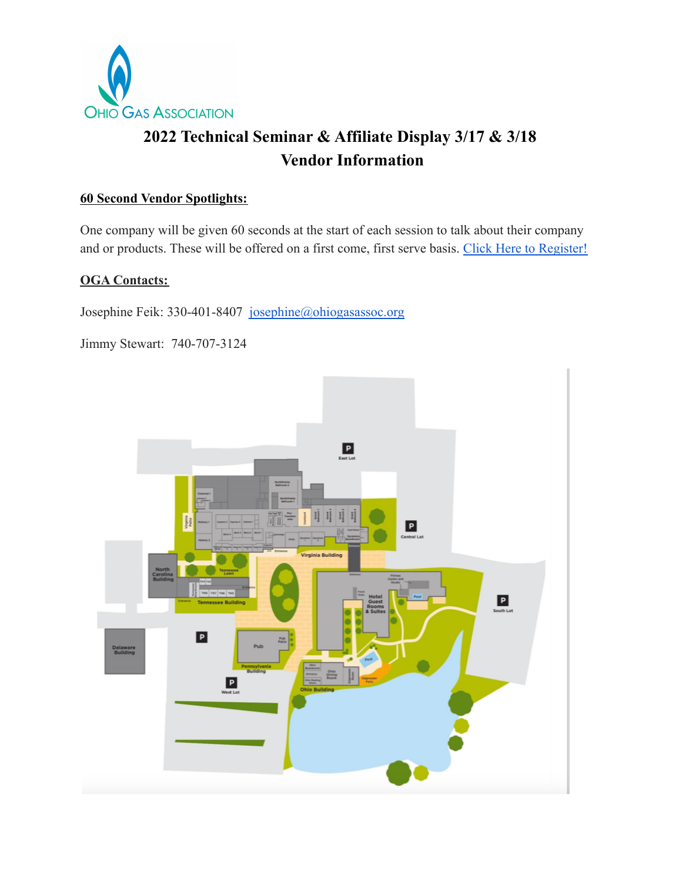OHIO GAS ASSOCIATION

# 2022 Technical Seminar & Affiliate Display 3/17 & 3/18
# Vendor Information

**60 Second Vendor Spotlights:**

One company will be given 60 seconds at the start of each session to talk about their company and or products. These will be offered on a first come, first serve basis. [Click Here to Register!]

**OGA Contacts:**

Josephine Feik: 330-401-8407 josephine@ohiogasassoc.org

Jimmy Stewart: 740-707-3124

East Lot

Central Lot

South Lot

West Lot

Virginia Patio

Virginia Building

North Carolina Building

Tennessee Lawn

Tennessee Building

Delaware Building

Pub

Pub Patio

Pennsylvania Building

Hotel Guest Rooms & Suites

Fitness Center and Studio

Pool

Ohio Building

Edgewater Patio